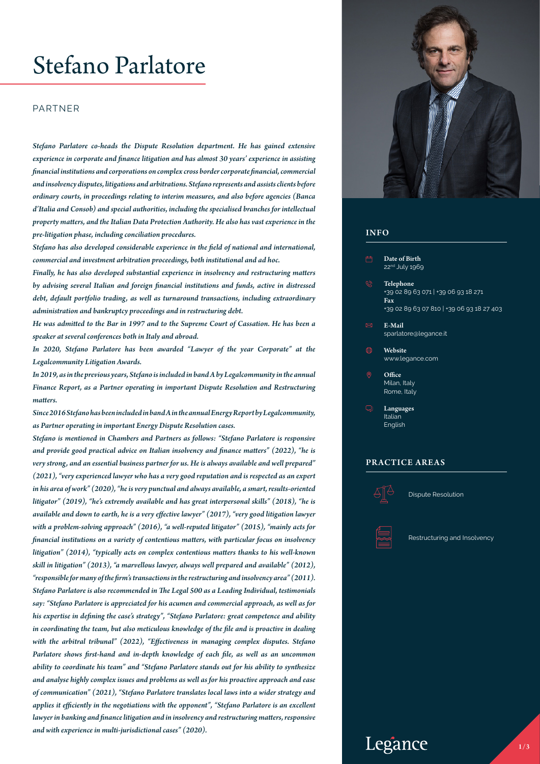# Stefano Parlatore

PARTNER

*Stefano Parlatore co-heads the Dispute Resolution department. He has gained extensive experience in corporate and finance litigation and has almost 30 years' experience in assisting financial institutions and corporations on complex cross border corporate financial, commercial and insolvency disputes, litigations and arbitrations. Stefano represents and assists clients before ordinary courts, in proceedings relating to interim measures, and also before agencies (Banca d'Italia and Consob) and special authorities, including the specialised branches for intellectual property matters, and the Italian Data Protection Authority. He also has vast experience in the pre-litigation phase, including conciliation procedures.*

*Stefano has also developed considerable experience in the field of national and international, commercial and investment arbitration proceedings, both institutional and ad hoc.*

*Finally, he has also developed substantial experience in insolvency and restructuring matters by advising several Italian and foreign financial institutions and funds, active in distressed debt, default portfolio trading, as well as turnaround transactions, including extraordinary administration and bankruptcy proceedings and in restructuring debt.*

*He was admitted to the Bar in 1997 and to the Supreme Court of Cassation. He has been a speaker at several conferences both in Italy and abroad.*

*In 2020, Stefano Parlatore has been awarded "Lawyer of the year Corporate" at the Legalcommunity Litigation Awards.*

*In 2019, as in the previous years, Stefano is included in band A by Legalcommunity in the annual Finance Report, as a Partner operating in important Dispute Resolution and Restructuring matters.*

*Since 2016 Stefano has been included in band A in the annual Energy Report by Legalcommunity, as Partner operating in important Energy Dispute Resolution cases.*

*Stefano is mentioned in Chambers and Partners as follows: "Stefano Parlatore is responsive and provide good practical advice on Italian insolvency and finance matters" (2022), "he is very strong, and an essential business partner for us. He is always available and well prepared" (2021), "very experienced lawyer who has a very good reputation and is respected as an expert in his area of work" (2020), "he is very punctual and always available, a smart, results-oriented litigator" (2019), "he's extremely available and has great interpersonal skills" (2018), "he is available and down to earth, he is a very effective lawyer" (2017), "very good litigation lawyer with a problem-solving approach" (2016), "a well-reputed litigator" (2015), "mainly acts for financial institutions on a variety of contentious matters, with particular focus on insolvency litigation" (2014), "typically acts on complex contentious matters thanks to his well-known skill in litigation" (2013), "a marvellous lawyer, always well prepared and available" (2012), "responsible for many of the firm's transactions in the restructuring and insolvency area" (2011). Stefano Parlatore is also recommended in The Legal 500 as a Leading Individual, testimonials say: "Stefano Parlatore is appreciated for his acumen and commercial approach, as well as for his expertise in defining the case's strategy", "Stefano Parlatore: great competence and ability in coordinating the team, but also meticulous knowledge of the file and is proactive in dealing with the arbitral tribunal" (2022), "Effectiveness in managing complex disputes. Stefano Parlatore shows first-hand and in-depth knowledge of each file, as well as an uncommon ability to coordinate his team" and "Stefano Parlatore stands out for his ability to synthesize and analyse highly complex issues and problems as well as for his proactive approach and ease of communication" (2021), "Stefano Parlatore translates local laws into a wider strategy and applies it efficiently in the negotiations with the opponent", "Stefano Parlatore is an excellent lawyer in banking and finance litigation and in insolvency and restructuring matters, responsive and with experience in multi-jurisdictional cases" (2020).*

## INFO

**Date of Birth**
22nd July 1969

**Telephone**
+39 02 89 63 071 | +39 06 93 18 271

**Fax**
+39 02 89 63 07 810 | +39 06 93 18 27 403

**E-Mail**
sparlatore@legance.it

**Website**
www.legance.com

**Office**
Milan, Italy
Rome, Italy

**Languages**
Italian
English

## PRACTICE AREAS

Dispute Resolution

Restructuring and Insolvency

Legance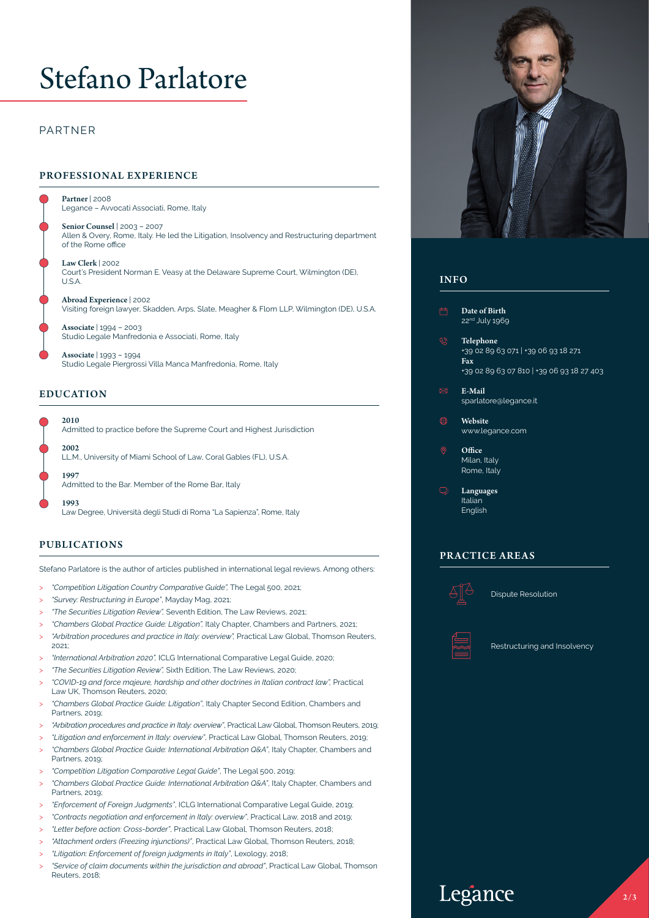# Stefano Parlatore

PARTNER

## PROFESSIONAL EXPERIENCE

**Partner** | 2008
Legance – Avvocati Associati, Rome, Italy

**Senior Counsel** | 2003 – 2007
Allen & Overy, Rome, Italy. He led the Litigation, Insolvency and Restructuring department of the Rome office

**Law Clerk** | 2002
Court's President Norman E. Veasy at the Delaware Supreme Court, Wilmington (DE), U.S.A.

**Abroad Experience** | 2002
Visiting foreign lawyer, Skadden, Arps, Slate, Meagher & Flom LLP, Wilmington (DE), U.S.A.

**Associate** | 1994 – 2003
Studio Legale Manfredonia e Associati, Rome, Italy

**Associate** | 1993 – 1994
Studio Legale Piergrossi Villa Manca Manfredonia, Rome, Italy

## EDUCATION

**2010**
Admitted to practice before the Supreme Court and Highest Jurisdiction

**2002**
LL.M., University of Miami School of Law, Coral Gables (FL), U.S.A.

**1997**
Admitted to the Bar. Member of the Rome Bar, Italy

**1993**
Law Degree, Università degli Studi di Roma "La Sapienza", Rome, Italy

## PUBLICATIONS

Stefano Parlatore is the author of articles published in international legal reviews. Among others:

- *"Competition Litigation Country Comparative Guide"*, The Legal 500, 2021;
- *"Survey: Restructuring in Europe"*, Mayday Mag, 2021;
- *"The Securities Litigation Review"*, Seventh Edition, The Law Reviews, 2021;
- *"Chambers Global Practice Guide: Litigation"*, Italy Chapter, Chambers and Partners, 2021;
- *"Arbitration procedures and practice in Italy: overview"*, Practical Law Global, Thomson Reuters, 2021;
- *"International Arbitration 2020"*, ICLG International Comparative Legal Guide, 2020;
- *"The Securities Litigation Review"*, Sixth Edition, The Law Reviews, 2020;
- *"COVID-19 and force majeure, hardship and other doctrines in Italian contract law"*, Practical Law UK, Thomson Reuters, 2020;
- *"Chambers Global Practice Guide: Litigation"*, Italy Chapter Second Edition, Chambers and Partners, 2019;
- *"Arbitration procedures and practice in Italy: overview"*, Practical Law Global, Thomson Reuters, 2019;
- *"Litigation and enforcement in Italy: overview"*, Practical Law Global, Thomson Reuters, 2019;
- *"Chambers Global Practice Guide: International Arbitration Q&A"*, Italy Chapter, Chambers and Partners, 2019;
- *"Competition Litigation Comparative Legal Guide"*, The Legal 500, 2019;
- *"Chambers Global Practice Guide: International Arbitration Q&A"*, Italy Chapter, Chambers and Partners, 2019;
- *"Enforcement of Foreign Judgments"*, ICLG International Comparative Legal Guide, 2019;
- *"Contracts negotiation and enforcement in Italy: overview"*, Practical Law, 2018 and 2019;
- *"Letter before action: Cross-border"*, Practical Law Global, Thomson Reuters, 2018;
- *"Attachment orders (Freezing injunctions)"*, Practical Law Global, Thomson Reuters, 2018;
- *"Litigation: Enforcement of foreign judgments in Italy"*, Lexology, 2018;
- *"Service of claim documents within the jurisdiction and abroad"*, Practical Law Global, Thomson Reuters, 2018;

## INFO

**Date of Birth**
22nd July 1969

**Telephone**
+39 02 89 63 071 | +39 06 93 18 271
**Fax**
+39 02 89 63 07 810 | +39 06 93 18 27 403

**E-Mail**
sparlatore@legance.it

**Website**
www.legance.com

**Office**
Milan, Italy
Rome, Italy

**Languages**
Italian
English

## PRACTICE AREAS

Dispute Resolution

Restructuring and Insolvency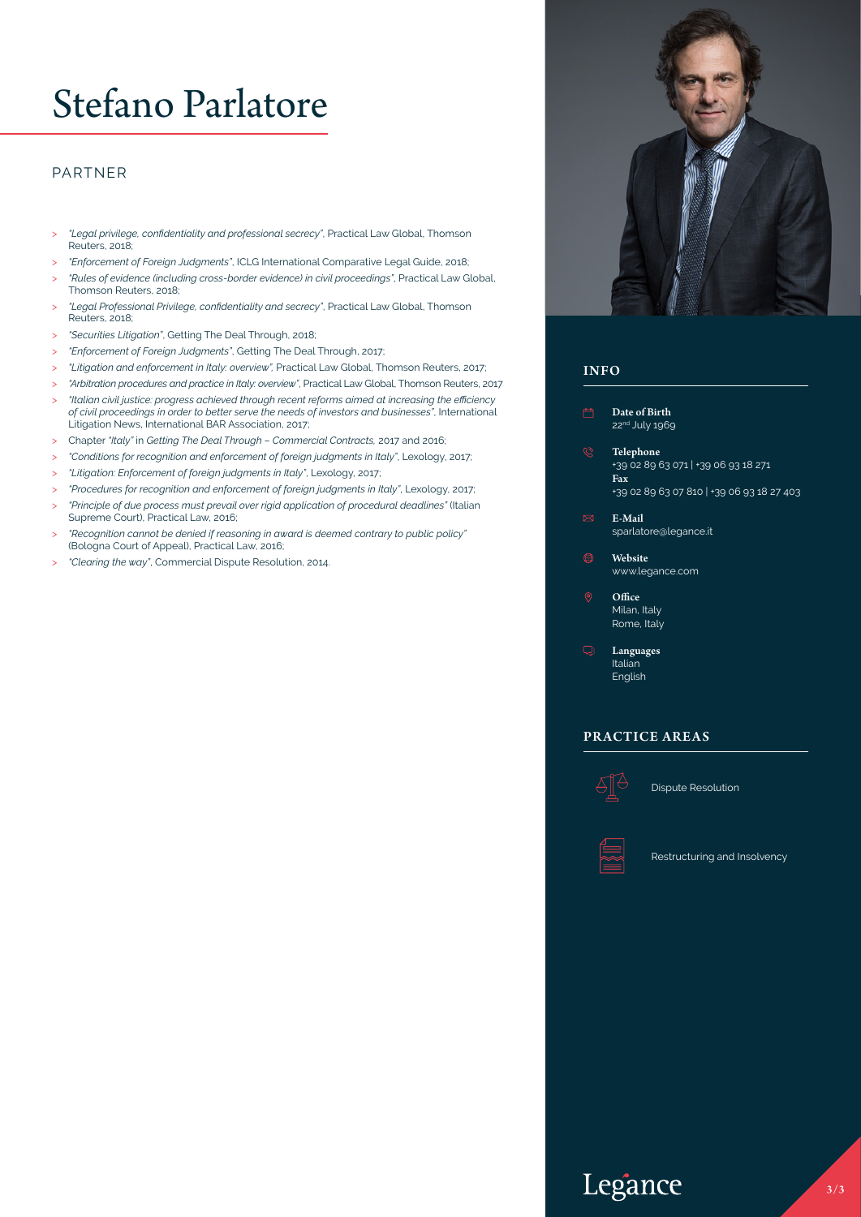# Stefano Parlatore

## PARTNER

- *"Legal privilege, confidentiality and professional secrecy"*, Practical Law Global, Thomson Reuters, 2018;
- *"Enforcement of Foreign Judgments"*, ICLG International Comparative Legal Guide, 2018;
- *"Rules of evidence (including cross-border evidence) in civil proceedings"*, Practical Law Global, Thomson Reuters, 2018;
- *"Legal Professional Privilege, confidentiality and secrecy"*, Practical Law Global, Thomson Reuters, 2018;
- *"Securities Litigation"*, Getting The Deal Through, 2018;
- *"Enforcement of Foreign Judgments"*, Getting The Deal Through, 2017;
- *"Litigation and enforcement in Italy: overview"*, Practical Law Global, Thomson Reuters, 2017;
- *"Arbitration procedures and practice in Italy: overview"*, Practical Law Global, Thomson Reuters, 2017
- *"Italian civil justice: progress achieved through recent reforms aimed at increasing the efficiency of civil proceedings in order to better serve the needs of investors and businesses"*, International Litigation News, International BAR Association, 2017;
- Chapter *"Italy"* in *Getting The Deal Through – Commercial Contracts,* 2017 and 2016;
- *"Conditions for recognition and enforcement of foreign judgments in Italy"*, Lexology, 2017;
- *"Litigation: Enforcement of foreign judgments in Italy"*, Lexology, 2017;
- *"Procedures for recognition and enforcement of foreign judgments in Italy"*, Lexology, 2017;
- *"Principle of due process must prevail over rigid application of procedural deadlines"* (Italian Supreme Court), Practical Law, 2016;
- *"Recognition cannot be denied if reasoning in award is deemed contrary to public policy"* (Bologna Court of Appeal), Practical Law, 2016;
- *"Clearing the way"*, Commercial Dispute Resolution, 2014.

## INFO

**Date of Birth**
22nd July 1969

**Telephone**
+39 02 89 63 071 | +39 06 93 18 271

**Fax**
+39 02 89 63 07 810 | +39 06 93 18 27 403

**E-Mail**
sparlatore@legance.it

**Website**
www.legance.com

**Office**
Milan, Italy
Rome, Italy

**Languages**
Italian
English

## PRACTICE AREAS

Dispute Resolution

Restructuring and Insolvency

Legance